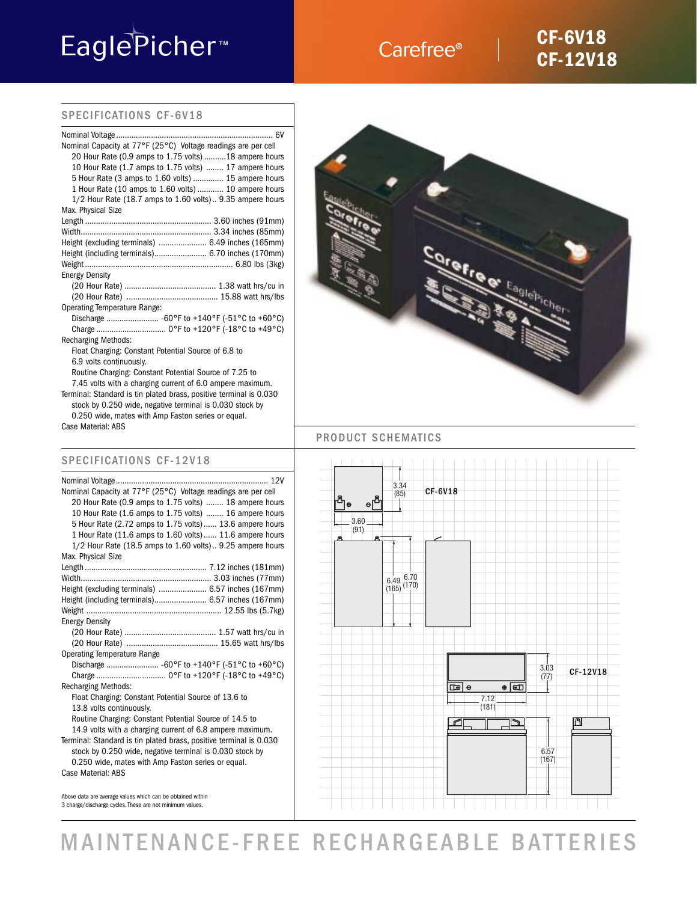# EaglePicher™

Carefree®

## CF-6V18
## CF-12V18

## SPECIFICATIONS CF-6V18

Nominal Voltage ........................................................................ 6V

Nominal Capacity at 77°F (25°C) Voltage readings are per cell

- 20 Hour Rate (0.9 amps to 1.75 volts) ..........18 ampere hours
- 10 Hour Rate (1.7 amps to 1.75 volts) ........ 17 ampere hours
- 5 Hour Rate (3 amps to 1.60 volts) ............. 15 ampere hours
- 1 Hour Rate (10 amps to 1.60 volts) ............ 10 ampere hours
- 1/2 Hour Rate (18.7 amps to 1.60 volts).. 9.35 ampere hours

Max. Physical Size

- Length .......................................................... 3.60 inches (91mm)
- Width............................................................ 3.34 inches (85mm)
- Height (excluding terminals) ...................... 6.49 inches (165mm)
- Height (including terminals)........................ 6.70 inches (170mm)
- Weight ................................................................... 6.80 lbs (3kg)

Energy Density

- (20 Hour Rate) .......................................... 1.38 watt hrs/cu in
- (20 Hour Rate) .......................................... 15.88 watt hrs/lbs

Operating Temperature Range:

- Discharge ........................ -60°F to +140°F (-51°C to +60°C)
- Charge ................................ 0°F to +120°F (-18°C to +49°C)

Recharging Methods:

- Float Charging: Constant Potential Source of 6.8 to 6.9 volts continuously.
- Routine Charging: Constant Potential Source of 7.25 to 7.45 volts with a charging current of 6.0 ampere maximum.

Terminal: Standard is tin plated brass, positive terminal is 0.030 stock by 0.250 wide, negative terminal is 0.030 stock by 0.250 wide, mates with Amp Faston series or equal.

Case Material: ABS

## SPECIFICATIONS CF-12V18

Nominal Voltage ...................................................................... 12V

Nominal Capacity at 77°F (25°C) Voltage readings are per cell

- 20 Hour Rate (0.9 amps to 1.75 volts) ........ 18 ampere hours
- 10 Hour Rate (1.6 amps to 1.75 volts) ........ 16 ampere hours
- 5 Hour Rate (2.72 amps to 1.60 volts)...... 13.6 ampere hours
- 1 Hour Rate (11.6 amps to 1.60 volts)...... 11.6 ampere hours
- 1/2 Hour Rate (18.5 amps to 1.60 volts).. 9.25 ampere hours

Max. Physical Size

- Length ........................................................ 7.12 inches (181mm)
- Width............................................................ 3.03 inches (77mm)
- Height (excluding terminals) ...................... 6.57 inches (167mm)
- Height (including terminals)........................ 6.57 inches (167mm)
- Weight ............................................................. 12.55 lbs (5.7kg)

Energy Density

- (20 Hour Rate) .......................................... 1.57 watt hrs/cu in
- (20 Hour Rate) .......................................... 15.65 watt hrs/lbs

Operating Temperature Range

- Discharge ........................ -60°F to +140°F (-51°C to +60°C)
- Charge ................................ 0°F to +120°F (-18°C to +49°C)

Recharging Methods:

- Float Charging: Constant Potential Source of 13.6 to 13.8 volts continuously.
- Routine Charging: Constant Potential Source of 14.5 to 14.9 volts with a charging current of 6.8 ampere maximum.

Terminal: Standard is tin plated brass, positive terminal is 0.030 stock by 0.250 wide, negative terminal is 0.030 stock by 0.250 wide, mates with Amp Faston series or equal.

Case Material: ABS

Above data are average values which can be obtained within 3 charge/discharge cycles. These are not minimum values.

## PRODUCT SCHEMATICS

CF-6V18: 3.34 (85); 3.60 (91); 6.49 (165); 6.70 (170)

CF-12V18: 3.03 (77); 7.12 (181); 6.57 (167)

# MAINTENANCE-FREE RECHARGEABLE BATTERIES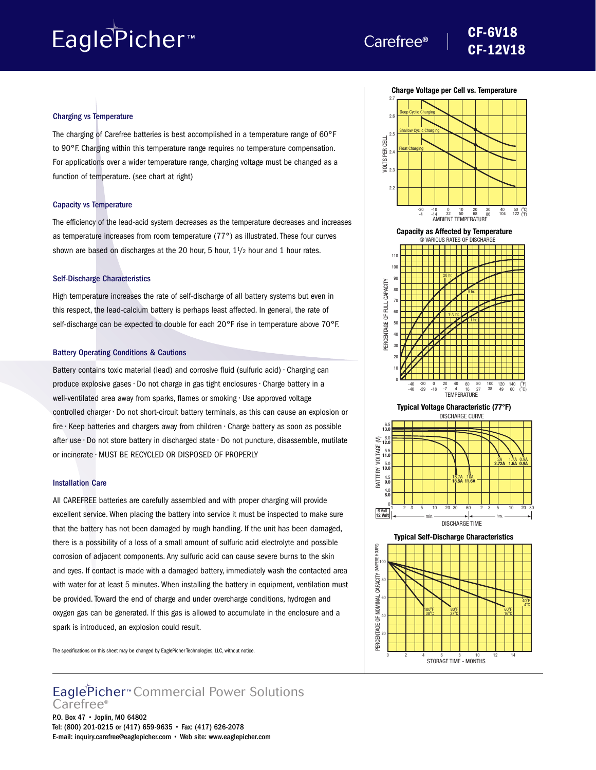# EaglePicher™

Carefree®

**CF-6V18**
**CF-12V18**

### Charging vs Temperature

The charging of Carefree batteries is best accomplished in a temperature range of 60°F to 90°F. Charging within this temperature range requires no temperature compensation. For applications over a wider temperature range, charging voltage must be changed as a function of temperature. (see chart at right)

### Capacity vs Temperature

The efficiency of the lead-acid system decreases as the temperature decreases and increases as temperature increases from room temperature (77°) as illustrated. These four curves shown are based on discharges at the 20 hour, 5 hour, 1½ hour and 1 hour rates.

### Self-Discharge Characteristics

High temperature increases the rate of self-discharge of all battery systems but even in this respect, the lead-calcium battery is perhaps least affected. In general, the rate of self-discharge can be expected to double for each 20°F rise in temperature above 70°F.

### Battery Operating Conditions & Cautions

Battery contains toxic material (lead) and corrosive fluid (sulfuric acid) · Charging can produce explosive gases · Do not charge in gas tight enclosures · Charge battery in a well-ventilated area away from sparks, flames or smoking · Use approved voltage controlled charger · Do not short-circuit battery terminals, as this can cause an explosion or fire · Keep batteries and chargers away from children · Charge battery as soon as possible after use · Do not store battery in discharged state · Do not puncture, disassemble, mutilate or incinerate · MUST BE RECYCLED OR DISPOSED OF PROPERLY

### Installation Care

All CAREFREE batteries are carefully assembled and with proper charging will provide excellent service. When placing the battery into service it must be inspected to make sure that the battery has not been damaged by rough handling. If the unit has been damaged, there is a possibility of a loss of a small amount of sulfuric acid electrolyte and possible corrosion of adjacent components. Any sulfuric acid can cause severe burns to the skin and eyes. If contact is made with a damaged battery, immediately wash the contacted area with water for at least 5 minutes. When installing the battery in equipment, ventilation must be provided. Toward the end of charge and under overcharge conditions, hydrogen and oxygen gas can be generated. If this gas is allowed to accumulate in the enclosure and a spark is introduced, an explosion could result.

The specifications on this sheet may be changed by EaglePicher Technologies, LLC, without notice.

**Charge Voltage per Cell vs. Temperature**

VOLTS PER CELL: 2.7, 2.6, 2.5, 2.4, 2.3, 2.2

Deep Cyclic Charging
Shallow Cyclic Charging
Float Charging

(°C) -20 -10 0 10 20 30 40 50
(°F) -4 14 32 50 68 86 104 122
AMBIENT TEMPERATURE

**Capacity as Affected by Temperature**
@ VARIOUS RATES OF DISCHARGE

PERCENTAGE OF FULL CAPACITY: 0, 10, 20, 30, 40, 50, 60, 70, 80, 90, 100, 110

20 hr.
5 hr.
1½ hr.
1 hr.

(°F) -40 -20 0 20 40 60 80 100 120 140
(°C) -40 -29 -18 -7 4 16 27 38 49 60
TEMPERATURE

**Typical Voltage Characteristic (77°F)**
DISCHARGE CURVE

BATTERY VOLTAGE (V): 6.5 / 13.0, 6.0 / 12.0, 5.5 / 11.0, 5.0 / 10.0, 4.5 / 9.0, 4.0 / 8.0, 0

3A 2.72A
1.7A 1.6A
0.9A 0.9A
18.7A 18.5A
10A 11.6A

6 Volt
12 Volt

1 2 3 5 10 20 30 60 2 3 5 10 20 30
min. hrs.
DISCHARGE TIME

**Typical Self-Discharge Characteristics**

PERCENTAGE OF NOMINAL CAPACITY (AMPERE HOURS): 20, 40, 60, 80, 100

100°F 38°C
80°F 27°C
60°F 16°C
40°F 4°C

0 2 4 6 8 10 12 14
STORAGE TIME - MONTHS

EaglePicher™ Commercial Power Solutions
Carefree®

P.O. Box 47 • Joplin, MO 64802
Tel: (800) 201-0215 or (417) 659-9635 • Fax: (417) 626-2078
E-mail: inquiry.carefree@eaglepicher.com • Web site: www.eaglepicher.com